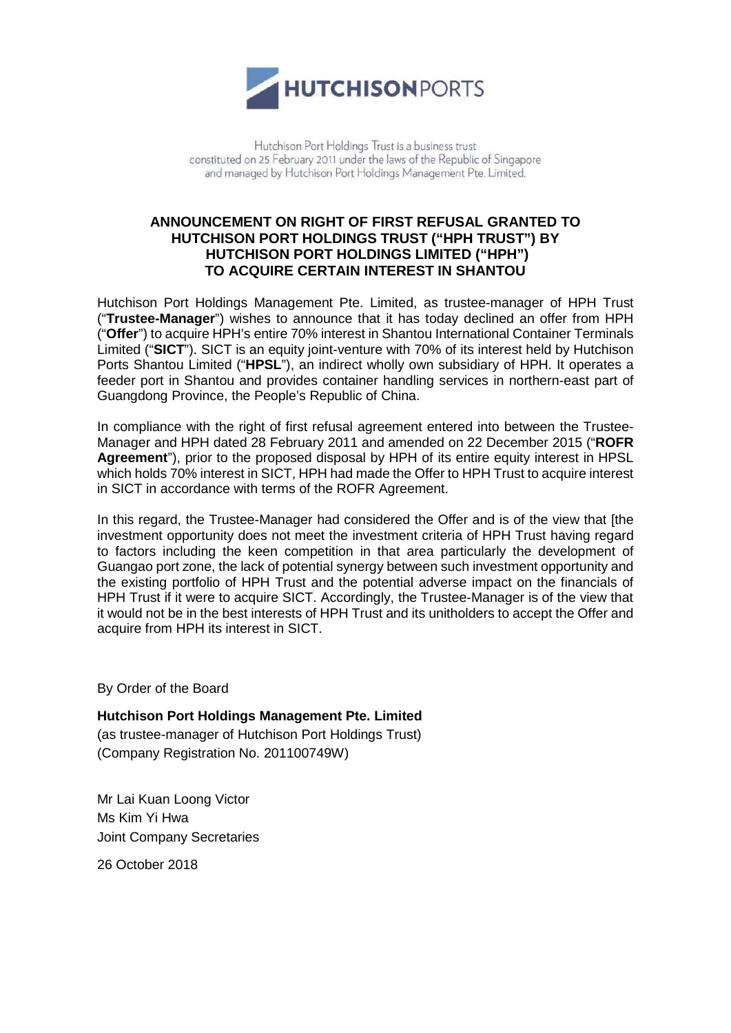HUTCHISONPORTS

Hutchison Port Holdings Trust is a business trust constituted on 25 February 2011 under the laws of the Republic of Singapore and managed by Hutchison Port Holdings Management Pte. Limited.

# ANNOUNCEMENT ON RIGHT OF FIRST REFUSAL GRANTED TO HUTCHISON PORT HOLDINGS TRUST ("HPH TRUST") BY HUTCHISON PORT HOLDINGS LIMITED ("HPH") TO ACQUIRE CERTAIN INTEREST IN SHANTOU

Hutchison Port Holdings Management Pte. Limited, as trustee-manager of HPH Trust ("**Trustee-Manager**") wishes to announce that it has today declined an offer from HPH ("**Offer**") to acquire HPH's entire 70% interest in Shantou International Container Terminals Limited ("**SICT**"). SICT is an equity joint-venture with 70% of its interest held by Hutchison Ports Shantou Limited ("**HPSL**"), an indirect wholly own subsidiary of HPH. It operates a feeder port in Shantou and provides container handling services in northern-east part of Guangdong Province, the People's Republic of China.

In compliance with the right of first refusal agreement entered into between the Trustee-Manager and HPH dated 28 February 2011 and amended on 22 December 2015 ("**ROFR Agreement**"), prior to the proposed disposal by HPH of its entire equity interest in HPSL which holds 70% interest in SICT, HPH had made the Offer to HPH Trust to acquire interest in SICT in accordance with terms of the ROFR Agreement.

In this regard, the Trustee-Manager had considered the Offer and is of the view that [the investment opportunity does not meet the investment criteria of HPH Trust having regard to factors including the keen competition in that area particularly the development of Guangao port zone, the lack of potential synergy between such investment opportunity and the existing portfolio of HPH Trust and the potential adverse impact on the financials of HPH Trust if it were to acquire SICT. Accordingly, the Trustee-Manager is of the view that it would not be in the best interests of HPH Trust and its unitholders to accept the Offer and acquire from HPH its interest in SICT.

By Order of the Board

**Hutchison Port Holdings Management Pte. Limited**
(as trustee-manager of Hutchison Port Holdings Trust)
(Company Registration No. 201100749W)

Mr Lai Kuan Loong Victor
Ms Kim Yi Hwa
Joint Company Secretaries

26 October 2018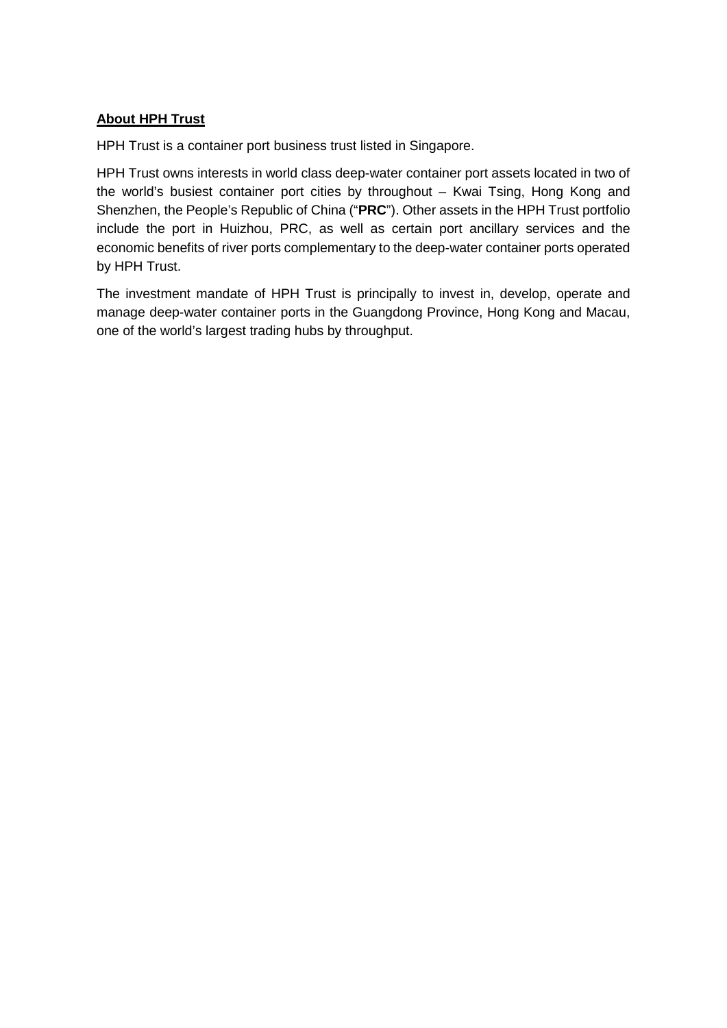**About HPH Trust**

HPH Trust is a container port business trust listed in Singapore.

HPH Trust owns interests in world class deep-water container port assets located in two of the world's busiest container port cities by throughout – Kwai Tsing, Hong Kong and Shenzhen, the People's Republic of China ("**PRC**"). Other assets in the HPH Trust portfolio include the port in Huizhou, PRC, as well as certain port ancillary services and the economic benefits of river ports complementary to the deep-water container ports operated by HPH Trust.

The investment mandate of HPH Trust is principally to invest in, develop, operate and manage deep-water container ports in the Guangdong Province, Hong Kong and Macau, one of the world's largest trading hubs by throughput.